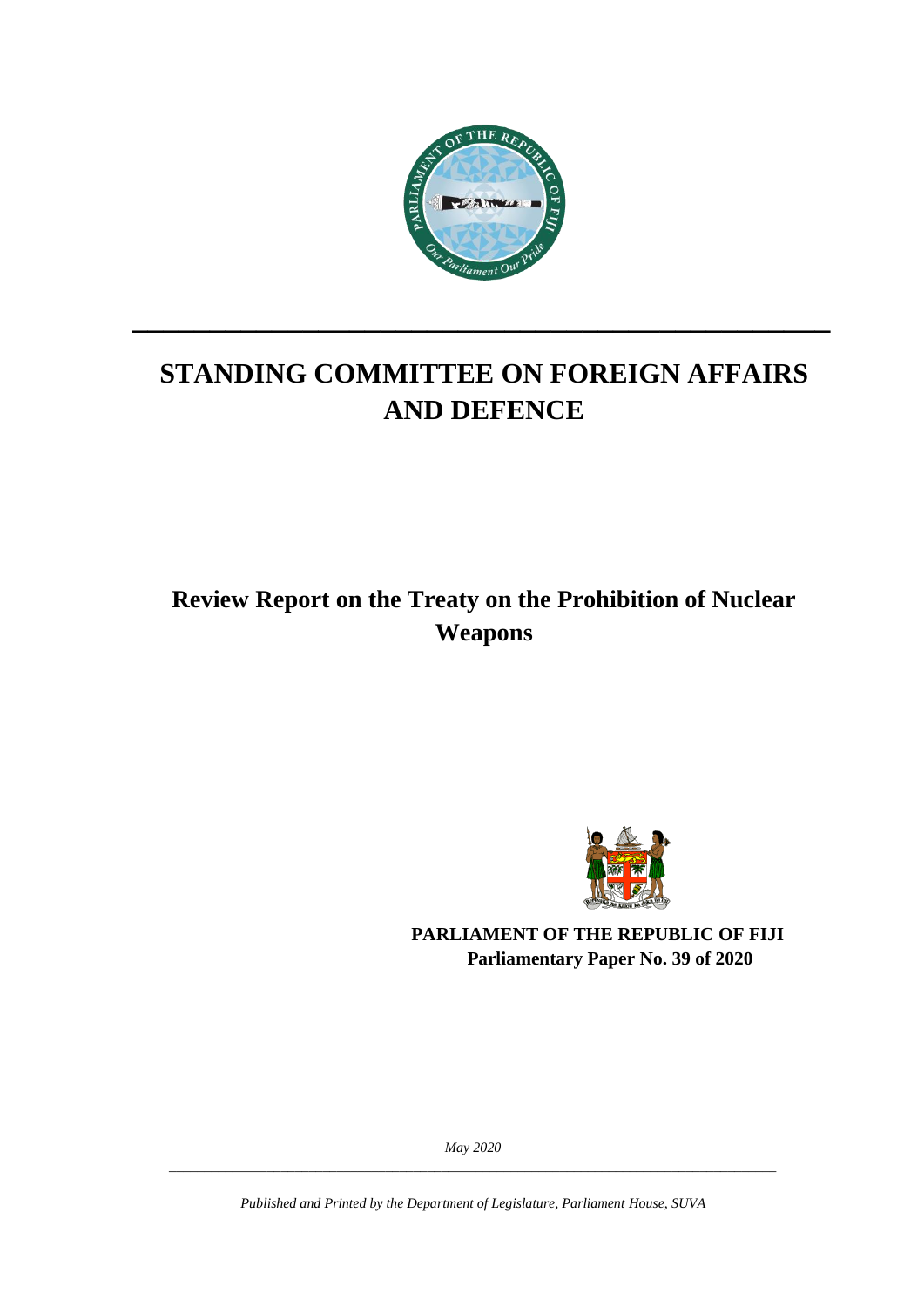# STANDING COMMITTEE ON FOREIGN AFFAIRS AND DEFENCE

## Review Report on the Treaty on the Prohibition of Nuclear Weapons

**PARLIAMENT OF THE REPUBLIC OF FIJI**
**Parliamentary Paper No. 39 of 2020**

*May 2020*

*Published and Printed by the Department of Legislature, Parliament House, SUVA*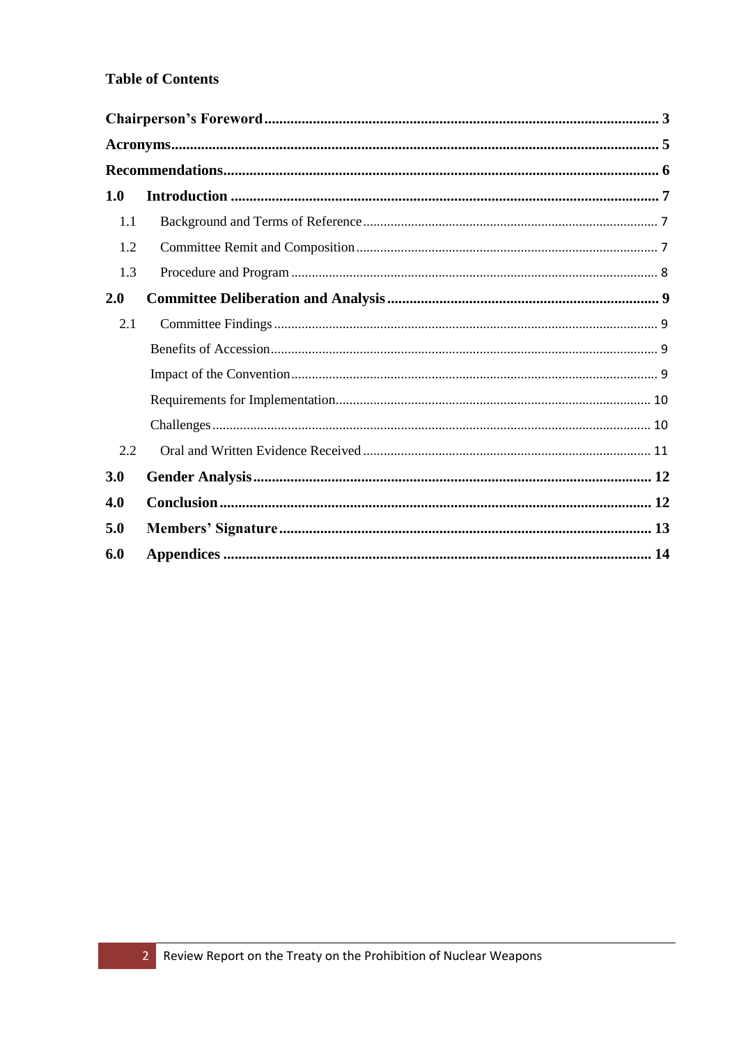# Table of Contents

**Chairperson's Foreword** ........................................................................................................ **3**

**Acronyms** ................................................................................................................................. **5**

**Recommendations** .................................................................................................................. **6**

**1.0 Introduction** ........................................................................................................................ **7**

1.1 Background and Terms of Reference ............................................................................... 7

1.2 Committee Remit and Composition .................................................................................. 7

1.3 Procedure and Program .................................................................................................... 8

**2.0 Committee Deliberation and Analysis** ............................................................................. **9**

2.1 Committee Findings .......................................................................................................... 9

Benefits of Accession ............................................................................................................. 9

Impact of the Convention ........................................................................................................ 9

Requirements for Implementation ........................................................................................ 10

Challenges ............................................................................................................................ 10

2.2 Oral and Written Evidence Received .............................................................................. 11

**3.0 Gender Analysis** ............................................................................................................. **12**

**4.0 Conclusion** ..................................................................................................................... **12**

**5.0 Members' Signature** ........................................................................................................ **13**

**6.0 Appendices** ..................................................................................................................... **14**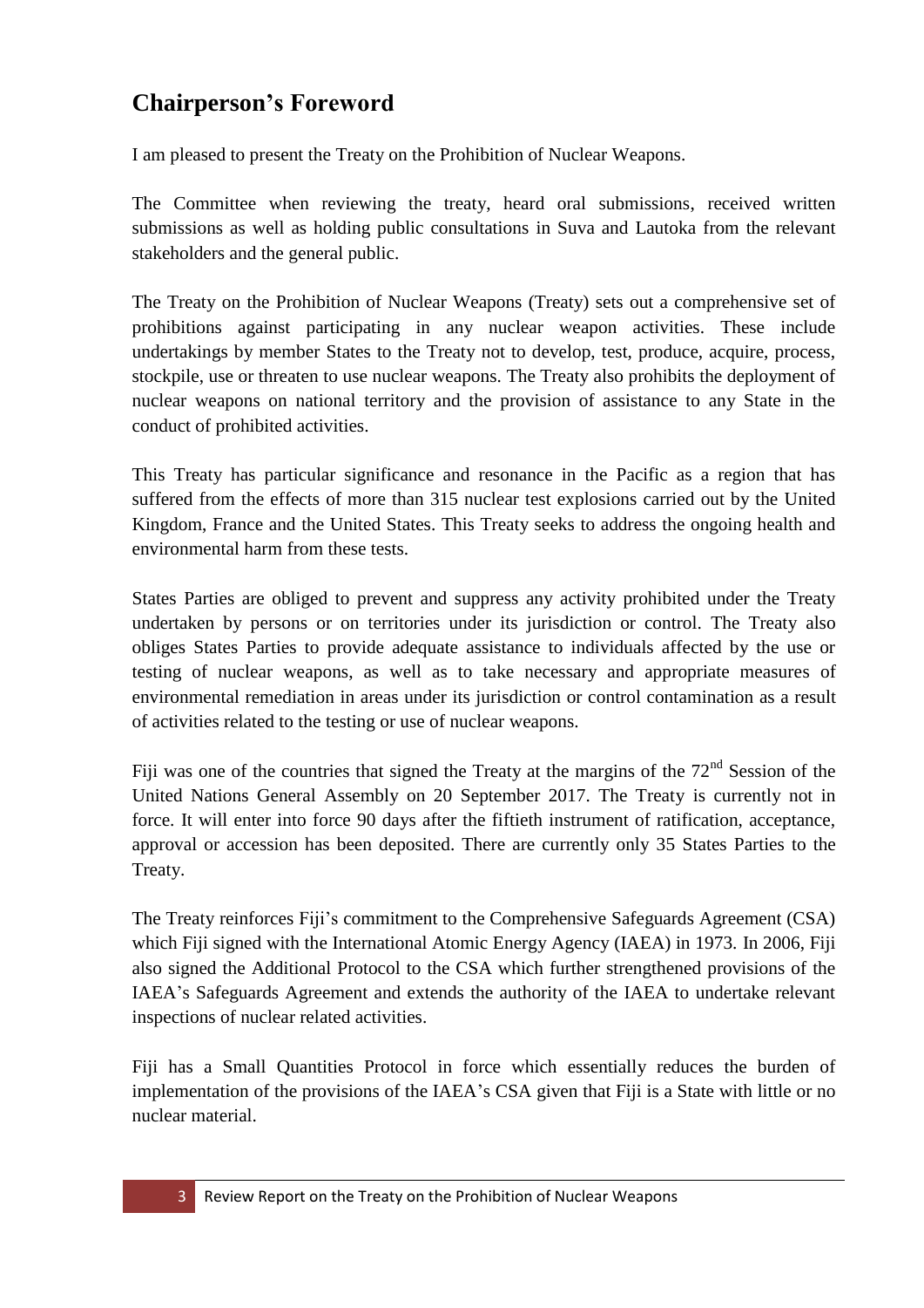## Chairperson's Foreword

I am pleased to present the Treaty on the Prohibition of Nuclear Weapons.

The Committee when reviewing the treaty, heard oral submissions, received written submissions as well as holding public consultations in Suva and Lautoka from the relevant stakeholders and the general public.

The Treaty on the Prohibition of Nuclear Weapons (Treaty) sets out a comprehensive set of prohibitions against participating in any nuclear weapon activities. These include undertakings by member States to the Treaty not to develop, test, produce, acquire, process, stockpile, use or threaten to use nuclear weapons. The Treaty also prohibits the deployment of nuclear weapons on national territory and the provision of assistance to any State in the conduct of prohibited activities.

This Treaty has particular significance and resonance in the Pacific as a region that has suffered from the effects of more than 315 nuclear test explosions carried out by the United Kingdom, France and the United States. This Treaty seeks to address the ongoing health and environmental harm from these tests.

States Parties are obliged to prevent and suppress any activity prohibited under the Treaty undertaken by persons or on territories under its jurisdiction or control. The Treaty also obliges States Parties to provide adequate assistance to individuals affected by the use or testing of nuclear weapons, as well as to take necessary and appropriate measures of environmental remediation in areas under its jurisdiction or control contamination as a result of activities related to the testing or use of nuclear weapons.

Fiji was one of the countries that signed the Treaty at the margins of the 72nd Session of the United Nations General Assembly on 20 September 2017. The Treaty is currently not in force. It will enter into force 90 days after the fiftieth instrument of ratification, acceptance, approval or accession has been deposited. There are currently only 35 States Parties to the Treaty.

The Treaty reinforces Fiji's commitment to the Comprehensive Safeguards Agreement (CSA) which Fiji signed with the International Atomic Energy Agency (IAEA) in 1973. In 2006, Fiji also signed the Additional Protocol to the CSA which further strengthened provisions of the IAEA's Safeguards Agreement and extends the authority of the IAEA to undertake relevant inspections of nuclear related activities.

Fiji has a Small Quantities Protocol in force which essentially reduces the burden of implementation of the provisions of the IAEA's CSA given that Fiji is a State with little or no nuclear material.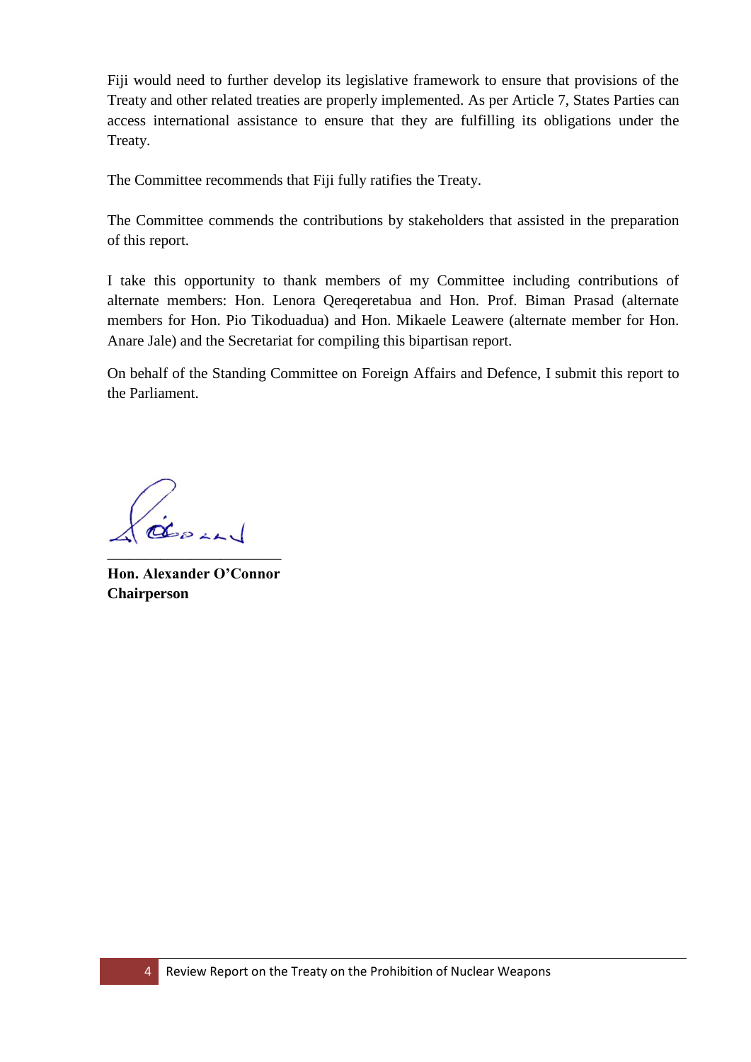Fiji would need to further develop its legislative framework to ensure that provisions of the Treaty and other related treaties are properly implemented. As per Article 7, States Parties can access international assistance to ensure that they are fulfilling its obligations under the Treaty.

The Committee recommends that Fiji fully ratifies the Treaty.

The Committee commends the contributions by stakeholders that assisted in the preparation of this report.

I take this opportunity to thank members of my Committee including contributions of alternate members: Hon. Lenora Qereqeretabua and Hon. Prof. Biman Prasad (alternate members for Hon. Pio Tikoduadua) and Hon. Mikaele Leawere (alternate member for Hon. Anare Jale) and the Secretariat for compiling this bipartisan report.

On behalf of the Standing Committee on Foreign Affairs and Defence, I submit this report to the Parliament.

\_\_\_\_\_\_\_\_\_\_\_\_\_\_\_\_\_\_\_\_\_\_\_\_

**Hon. Alexander O'Connor**
**Chairperson**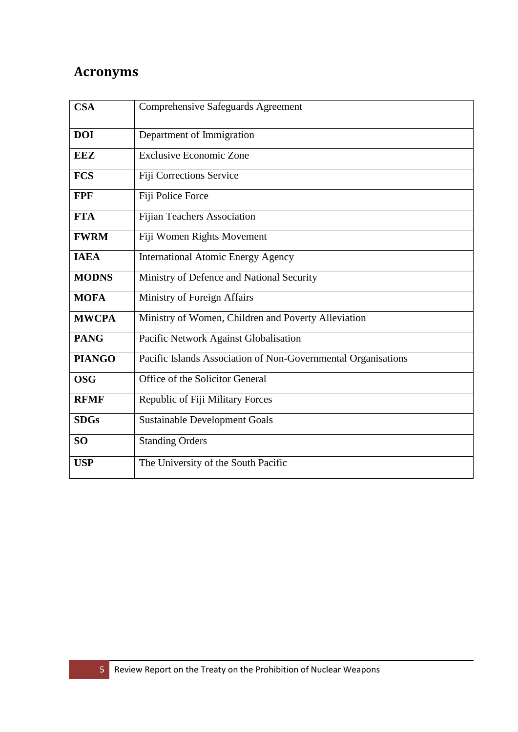## Acronyms

| | |
|---|---|
| **CSA** | Comprehensive Safeguards Agreement |
| **DOI** | Department of Immigration |
| **EEZ** | Exclusive Economic Zone |
| **FCS** | Fiji Corrections Service |
| **FPF** | Fiji Police Force |
| **FTA** | Fijian Teachers Association |
| **FWRM** | Fiji Women Rights Movement |
| **IAEA** | International Atomic Energy Agency |
| **MODNS** | Ministry of Defence and National Security |
| **MOFA** | Ministry of Foreign Affairs |
| **MWCPA** | Ministry of Women, Children and Poverty Alleviation |
| **PANG** | Pacific Network Against Globalisation |
| **PIANGO** | Pacific Islands Association of Non-Governmental Organisations |
| **OSG** | Office of the Solicitor General |
| **RFMF** | Republic of Fiji Military Forces |
| **SDGs** | Sustainable Development Goals |
| **SO** | Standing Orders |
| **USP** | The University of the South Pacific |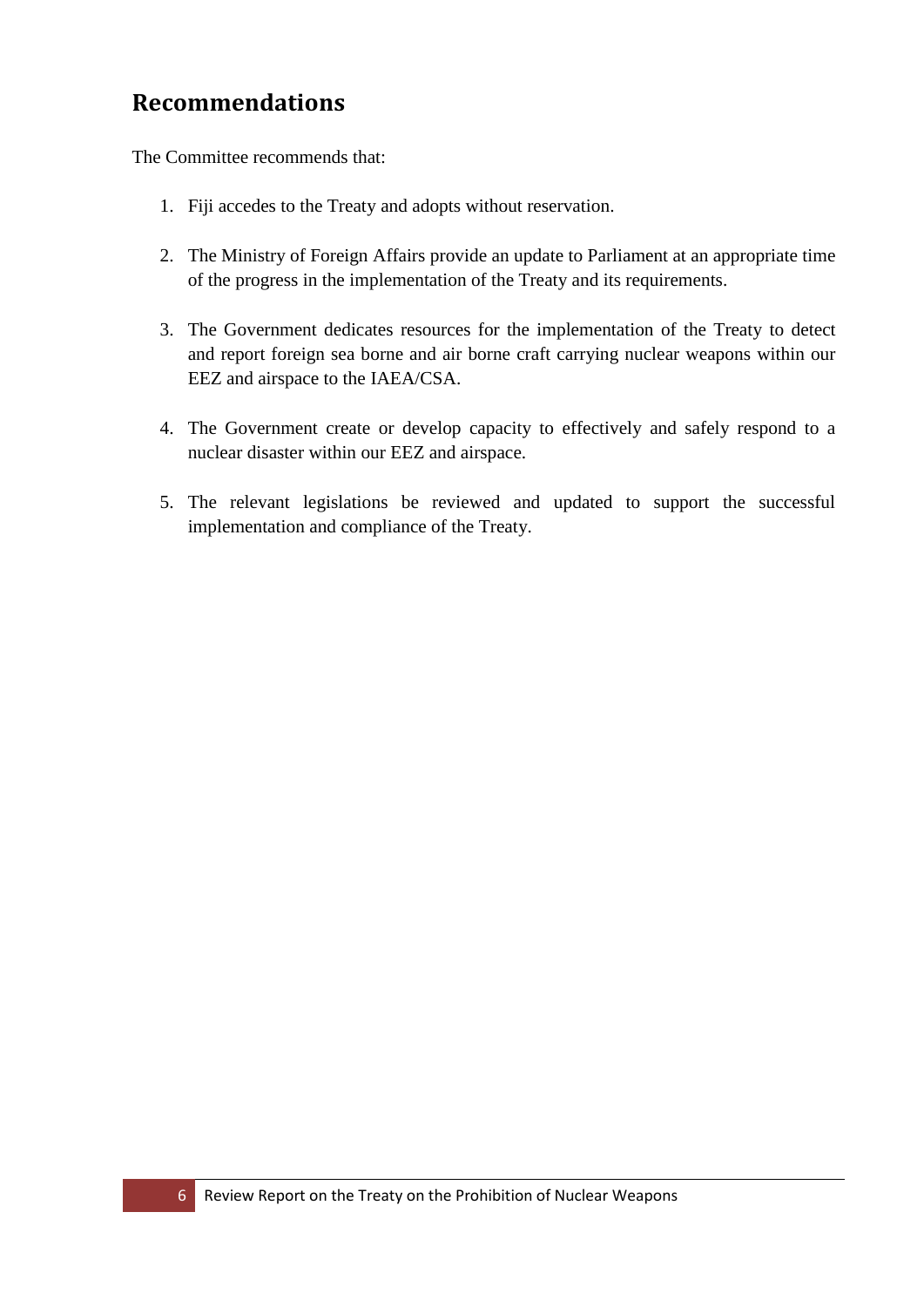## Recommendations

The Committee recommends that:

1. Fiji accedes to the Treaty and adopts without reservation.

2. The Ministry of Foreign Affairs provide an update to Parliament at an appropriate time of the progress in the implementation of the Treaty and its requirements.

3. The Government dedicates resources for the implementation of the Treaty to detect and report foreign sea borne and air borne craft carrying nuclear weapons within our EEZ and airspace to the IAEA/CSA.

4. The Government create or develop capacity to effectively and safely respond to a nuclear disaster within our EEZ and airspace.

5. The relevant legislations be reviewed and updated to support the successful implementation and compliance of the Treaty.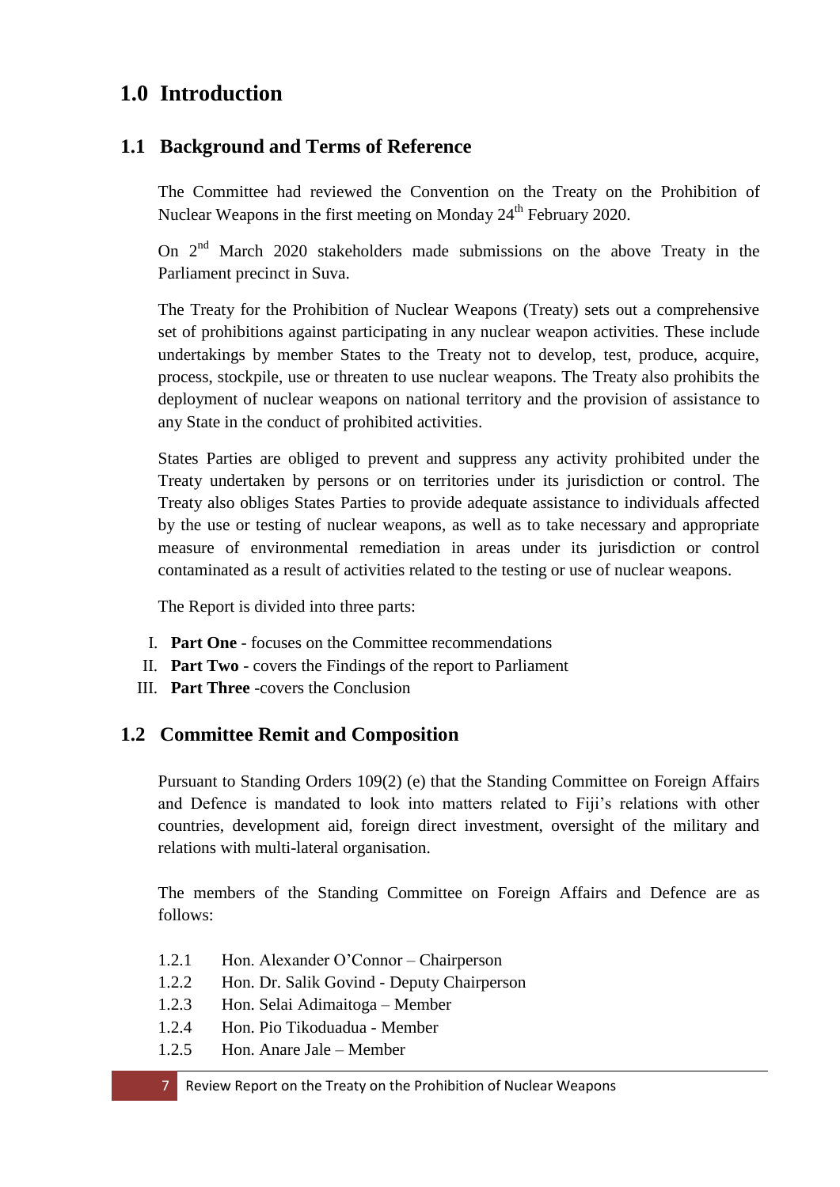# 1.0 Introduction

## 1.1 Background and Terms of Reference

The Committee had reviewed the Convention on the Treaty on the Prohibition of Nuclear Weapons in the first meeting on Monday 24th February 2020.

On 2nd March 2020 stakeholders made submissions on the above Treaty in the Parliament precinct in Suva.

The Treaty for the Prohibition of Nuclear Weapons (Treaty) sets out a comprehensive set of prohibitions against participating in any nuclear weapon activities. These include undertakings by member States to the Treaty not to develop, test, produce, acquire, process, stockpile, use or threaten to use nuclear weapons. The Treaty also prohibits the deployment of nuclear weapons on national territory and the provision of assistance to any State in the conduct of prohibited activities.

States Parties are obliged to prevent and suppress any activity prohibited under the Treaty undertaken by persons or on territories under its jurisdiction or control. The Treaty also obliges States Parties to provide adequate assistance to individuals affected by the use or testing of nuclear weapons, as well as to take necessary and appropriate measure of environmental remediation in areas under its jurisdiction or control contaminated as a result of activities related to the testing or use of nuclear weapons.

The Report is divided into three parts:

I. **Part One** - focuses on the Committee recommendations
II. **Part Two** - covers the Findings of the report to Parliament
III. **Part Three** -covers the Conclusion

## 1.2 Committee Remit and Composition

Pursuant to Standing Orders 109(2) (e) that the Standing Committee on Foreign Affairs and Defence is mandated to look into matters related to Fiji's relations with other countries, development aid, foreign direct investment, oversight of the military and relations with multi-lateral organisation.

The members of the Standing Committee on Foreign Affairs and Defence are as follows:

1.2.1 Hon. Alexander O'Connor – Chairperson
1.2.2 Hon. Dr. Salik Govind - Deputy Chairperson
1.2.3 Hon. Selai Adimaitoga – Member
1.2.4 Hon. Pio Tikoduadua - Member
1.2.5 Hon. Anare Jale – Member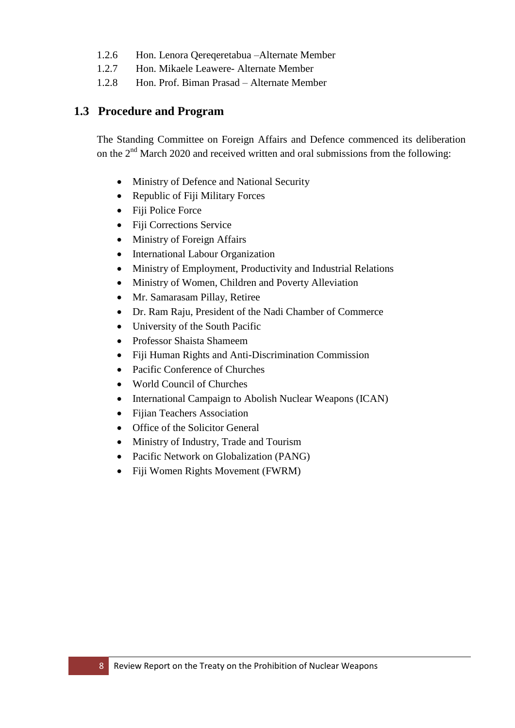1.2.6 Hon. Lenora Qereqeretabua –Alternate Member
1.2.7 Hon. Mikaele Leawere- Alternate Member
1.2.8 Hon. Prof. Biman Prasad – Alternate Member

## 1.3 Procedure and Program

The Standing Committee on Foreign Affairs and Defence commenced its deliberation on the 2nd March 2020 and received written and oral submissions from the following:

- Ministry of Defence and National Security
- Republic of Fiji Military Forces
- Fiji Police Force
- Fiji Corrections Service
- Ministry of Foreign Affairs
- International Labour Organization
- Ministry of Employment, Productivity and Industrial Relations
- Ministry of Women, Children and Poverty Alleviation
- Mr. Samarasam Pillay, Retiree
- Dr. Ram Raju, President of the Nadi Chamber of Commerce
- University of the South Pacific
- Professor Shaista Shameem
- Fiji Human Rights and Anti-Discrimination Commission
- Pacific Conference of Churches
- World Council of Churches
- International Campaign to Abolish Nuclear Weapons (ICAN)
- Fijian Teachers Association
- Office of the Solicitor General
- Ministry of Industry, Trade and Tourism
- Pacific Network on Globalization (PANG)
- Fiji Women Rights Movement (FWRM)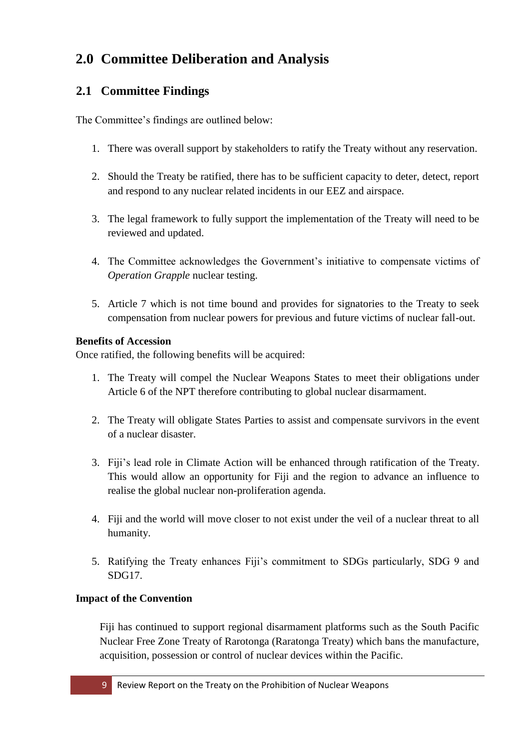# 2.0 Committee Deliberation and Analysis

## 2.1 Committee Findings

The Committee's findings are outlined below:

1. There was overall support by stakeholders to ratify the Treaty without any reservation.

2. Should the Treaty be ratified, there has to be sufficient capacity to deter, detect, report and respond to any nuclear related incidents in our EEZ and airspace.

3. The legal framework to fully support the implementation of the Treaty will need to be reviewed and updated.

4. The Committee acknowledges the Government's initiative to compensate victims of *Operation Grapple* nuclear testing.

5. Article 7 which is not time bound and provides for signatories to the Treaty to seek compensation from nuclear powers for previous and future victims of nuclear fall-out.

**Benefits of Accession**

Once ratified, the following benefits will be acquired:

1. The Treaty will compel the Nuclear Weapons States to meet their obligations under Article 6 of the NPT therefore contributing to global nuclear disarmament.

2. The Treaty will obligate States Parties to assist and compensate survivors in the event of a nuclear disaster.

3. Fiji's lead role in Climate Action will be enhanced through ratification of the Treaty. This would allow an opportunity for Fiji and the region to advance an influence to realise the global nuclear non-proliferation agenda.

4. Fiji and the world will move closer to not exist under the veil of a nuclear threat to all humanity.

5. Ratifying the Treaty enhances Fiji's commitment to SDGs particularly, SDG 9 and SDG17.

**Impact of the Convention**

Fiji has continued to support regional disarmament platforms such as the South Pacific Nuclear Free Zone Treaty of Rarotonga (Raratonga Treaty) which bans the manufacture, acquisition, possession or control of nuclear devices within the Pacific.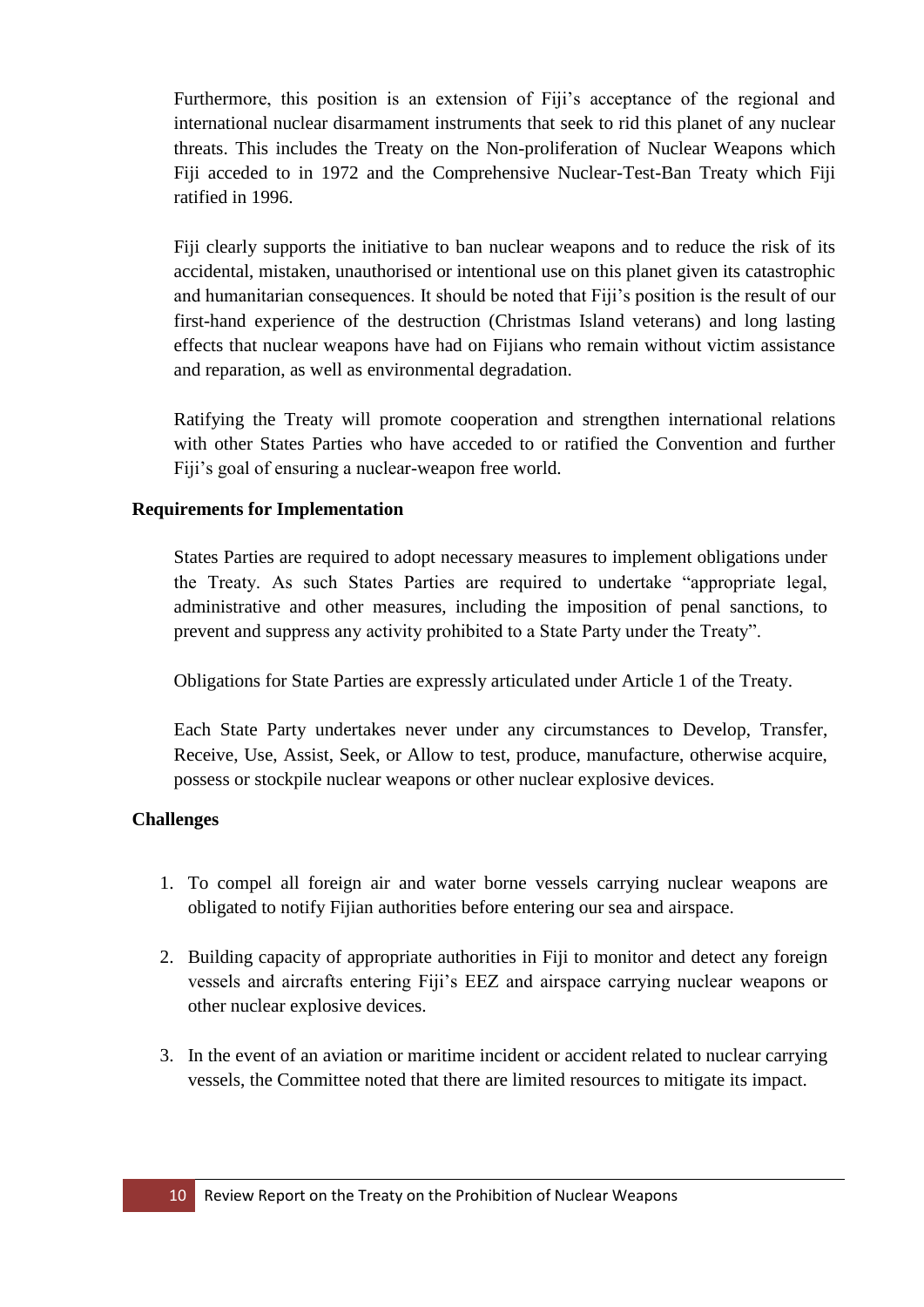Furthermore, this position is an extension of Fiji's acceptance of the regional and international nuclear disarmament instruments that seek to rid this planet of any nuclear threats. This includes the Treaty on the Non-proliferation of Nuclear Weapons which Fiji acceded to in 1972 and the Comprehensive Nuclear-Test-Ban Treaty which Fiji ratified in 1996.

Fiji clearly supports the initiative to ban nuclear weapons and to reduce the risk of its accidental, mistaken, unauthorised or intentional use on this planet given its catastrophic and humanitarian consequences. It should be noted that Fiji's position is the result of our first-hand experience of the destruction (Christmas Island veterans) and long lasting effects that nuclear weapons have had on Fijians who remain without victim assistance and reparation, as well as environmental degradation.

Ratifying the Treaty will promote cooperation and strengthen international relations with other States Parties who have acceded to or ratified the Convention and further Fiji's goal of ensuring a nuclear-weapon free world.

**Requirements for Implementation**

States Parties are required to adopt necessary measures to implement obligations under the Treaty. As such States Parties are required to undertake "appropriate legal, administrative and other measures, including the imposition of penal sanctions, to prevent and suppress any activity prohibited to a State Party under the Treaty".

Obligations for State Parties are expressly articulated under Article 1 of the Treaty.

Each State Party undertakes never under any circumstances to Develop, Transfer, Receive, Use, Assist, Seek, or Allow to test, produce, manufacture, otherwise acquire, possess or stockpile nuclear weapons or other nuclear explosive devices.

**Challenges**

1. To compel all foreign air and water borne vessels carrying nuclear weapons are obligated to notify Fijian authorities before entering our sea and airspace.

2. Building capacity of appropriate authorities in Fiji to monitor and detect any foreign vessels and aircrafts entering Fiji's EEZ and airspace carrying nuclear weapons or other nuclear explosive devices.

3. In the event of an aviation or maritime incident or accident related to nuclear carrying vessels, the Committee noted that there are limited resources to mitigate its impact.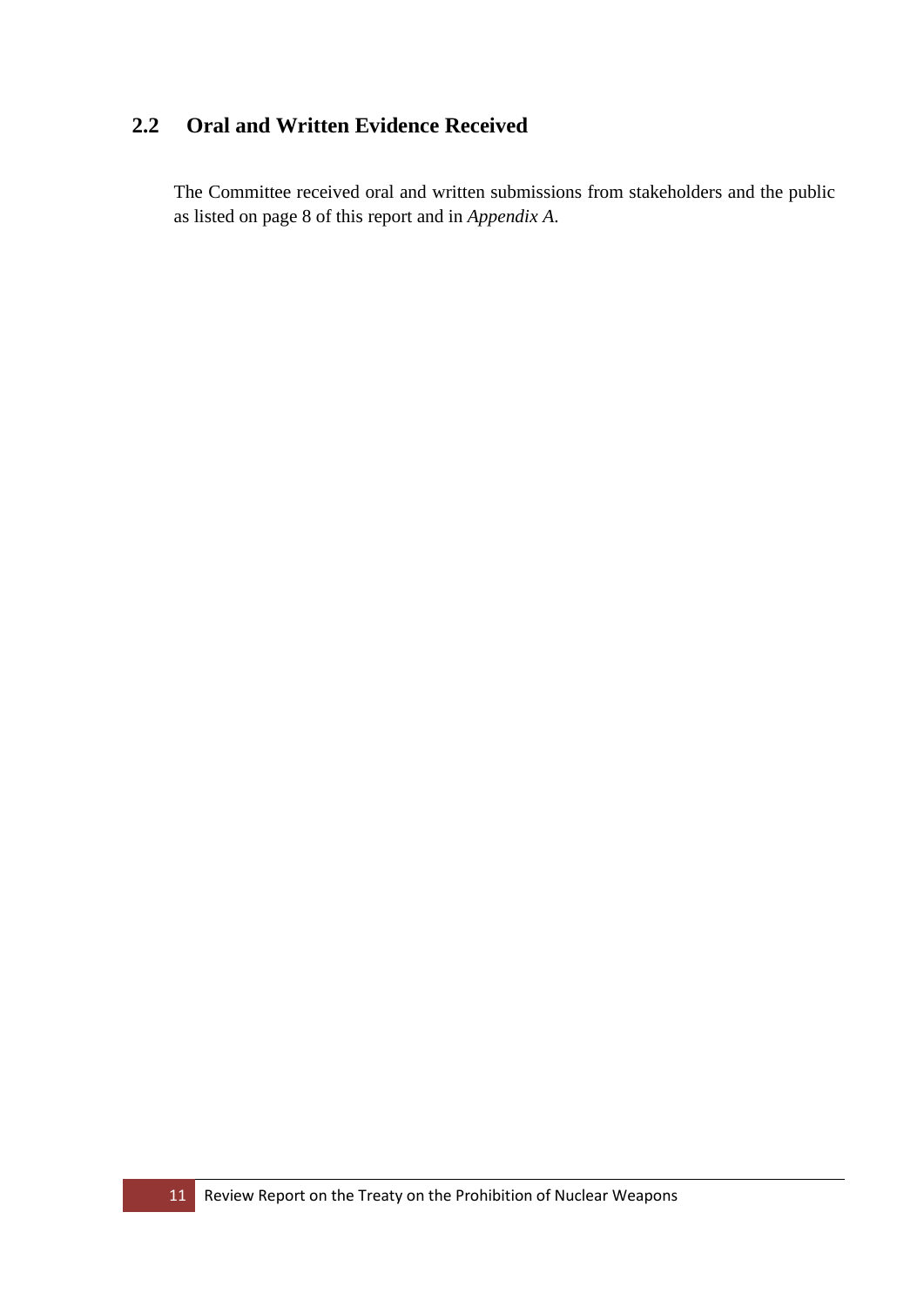## 2.2 Oral and Written Evidence Received

The Committee received oral and written submissions from stakeholders and the public as listed on page 8 of this report and in *Appendix A*.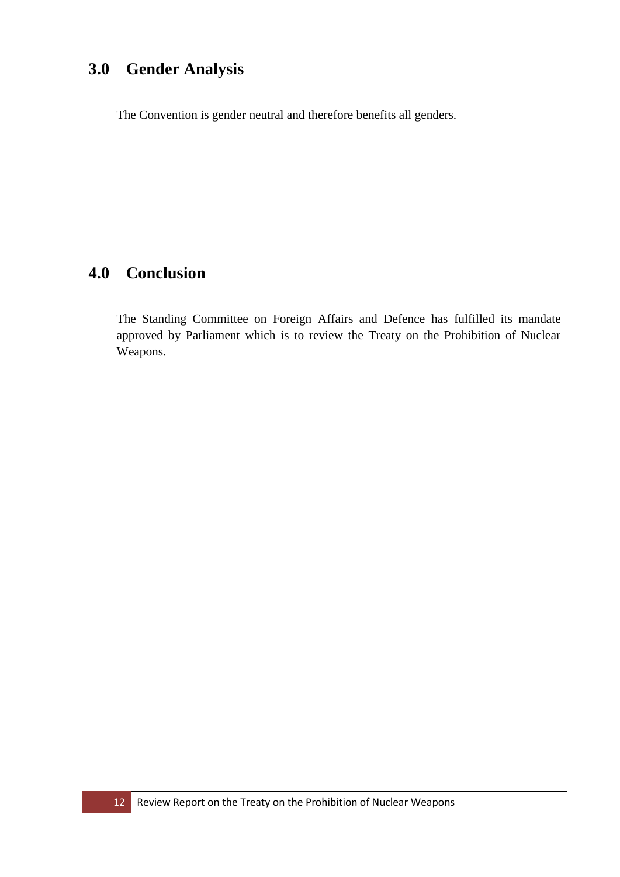## 3.0 Gender Analysis

The Convention is gender neutral and therefore benefits all genders.

## 4.0 Conclusion

The Standing Committee on Foreign Affairs and Defence has fulfilled its mandate approved by Parliament which is to review the Treaty on the Prohibition of Nuclear Weapons.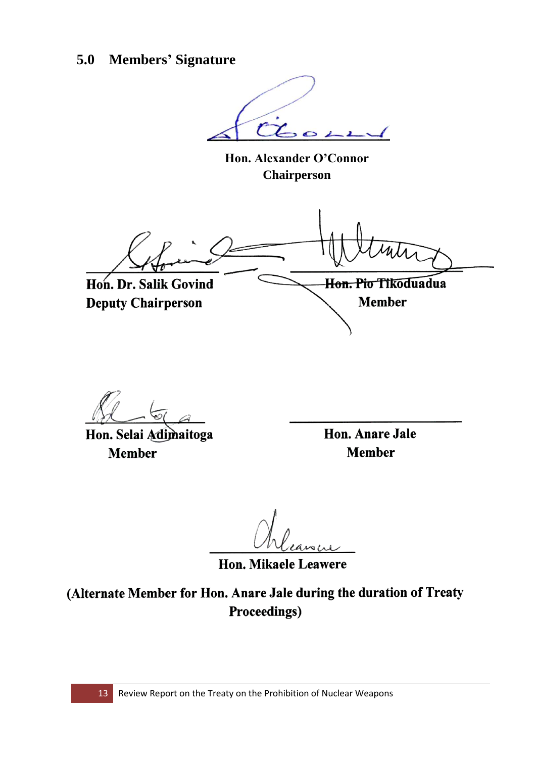## 5.0 Members' Signature

**Hon. Alexander O'Connor**
**Chairperson**

**Hon. Dr. Salik Govind**
**Deputy Chairperson**

**Hon. Pio Tikoduadua**
**Member**

**Hon. Selai Adimaitoga**
**Member**

**Hon. Anare Jale**
**Member**

**Hon. Mikaele Leawere**

**(Alternate Member for Hon. Anare Jale during the duration of Treaty Proceedings)**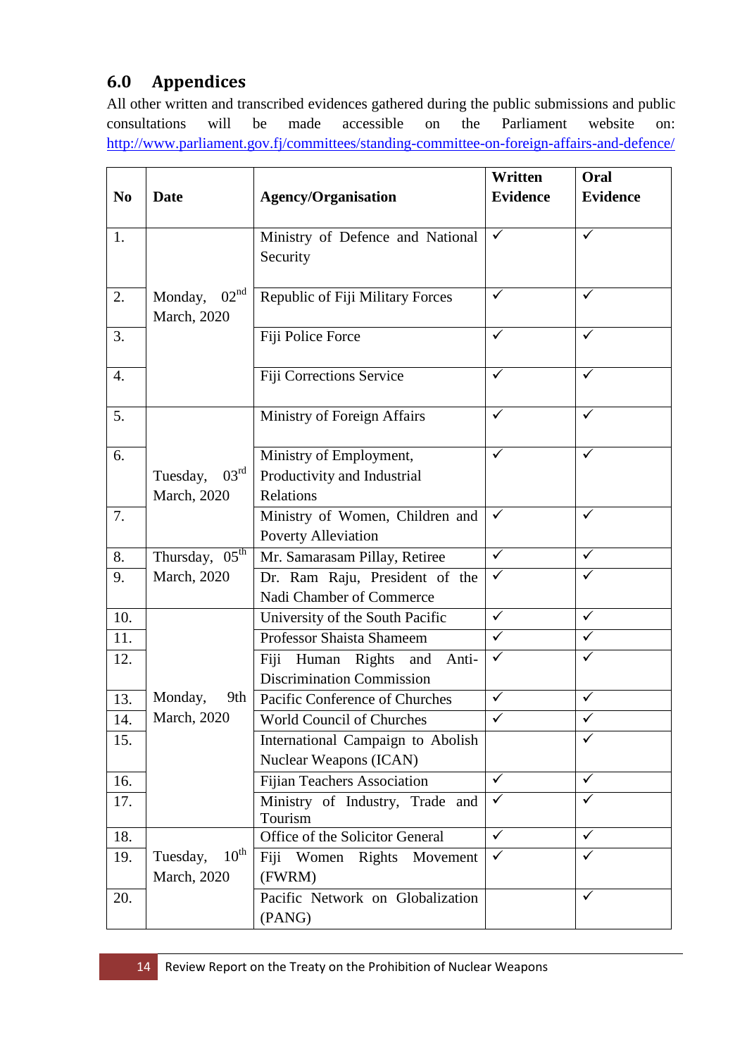## 6.0 Appendices

All other written and transcribed evidences gathered during the public submissions and public consultations will be made accessible on the Parliament website on: http://www.parliament.gov.fj/committees/standing-committee-on-foreign-affairs-and-defence/

| No | Date | Agency/Organisation | Written Evidence | Oral Evidence |
|---|---|---|---|---|
| 1. | Monday, 02nd March, 2020 | Ministry of Defence and National Security | ✓ | ✓ |
| 2. | | Republic of Fiji Military Forces | ✓ | ✓ |
| 3. | | Fiji Police Force | ✓ | ✓ |
| 4. | | Fiji Corrections Service | ✓ | ✓ |
| 5. | Tuesday, 03rd March, 2020 | Ministry of Foreign Affairs | ✓ | ✓ |
| 6. | | Ministry of Employment, Productivity and Industrial Relations | ✓ | ✓ |
| 7. | | Ministry of Women, Children and Poverty Alleviation | ✓ | ✓ |
| 8. | Thursday, 05th March, 2020 | Mr. Samarasam Pillay, Retiree | ✓ | ✓ |
| 9. | | Dr. Ram Raju, President of the Nadi Chamber of Commerce | ✓ | ✓ |
| 10. | Monday, 9th March, 2020 | University of the South Pacific | ✓ | ✓ |
| 11. | | Professor Shaista Shameem | ✓ | ✓ |
| 12. | | Fiji Human Rights and Anti-Discrimination Commission | ✓ | ✓ |
| 13. | | Pacific Conference of Churches | ✓ | ✓ |
| 14. | | World Council of Churches | ✓ | ✓ |
| 15. | | International Campaign to Abolish Nuclear Weapons (ICAN) | | ✓ |
| 16. | | Fijian Teachers Association | ✓ | ✓ |
| 17. | | Ministry of Industry, Trade and Tourism | ✓ | ✓ |
| 18. | Tuesday, 10th March, 2020 | Office of the Solicitor General | ✓ | ✓ |
| 19. | | Fiji Women Rights Movement (FWRM) | ✓ | ✓ |
| 20. | | Pacific Network on Globalization (PANG) | | ✓ |